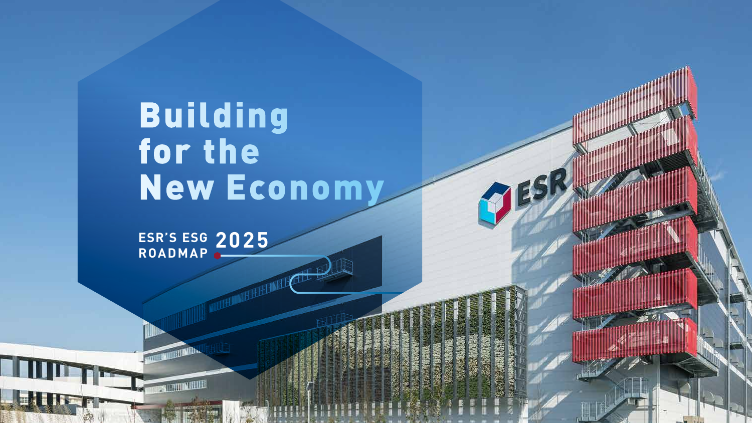# Building for the New Economy

ESR'S ESG ROADMAP 2025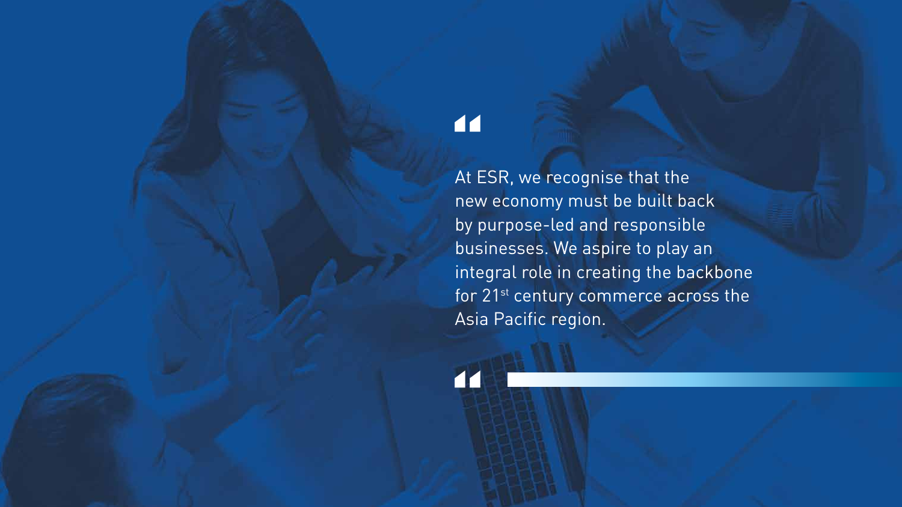> At ESR, we recognise that the new economy must be built back by purpose-led and responsible businesses. We aspire to play an integral role in creating the backbone for 21st century commerce across the Asia Pacific region.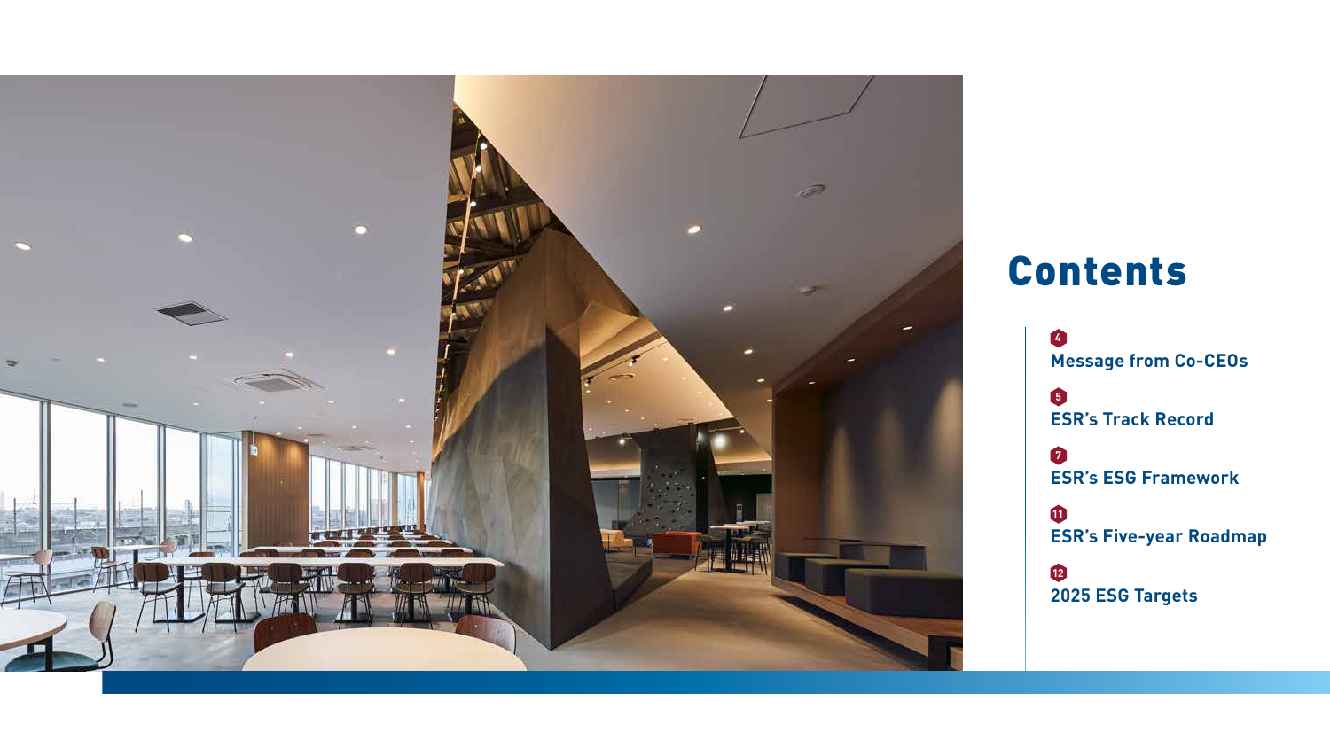# Contents

- 4 Message from Co-CEOs
- 5 ESR's Track Record
- 7 ESR's ESG Framework
- 11 ESR's Five-year Roadmap
- 12 2025 ESG Targets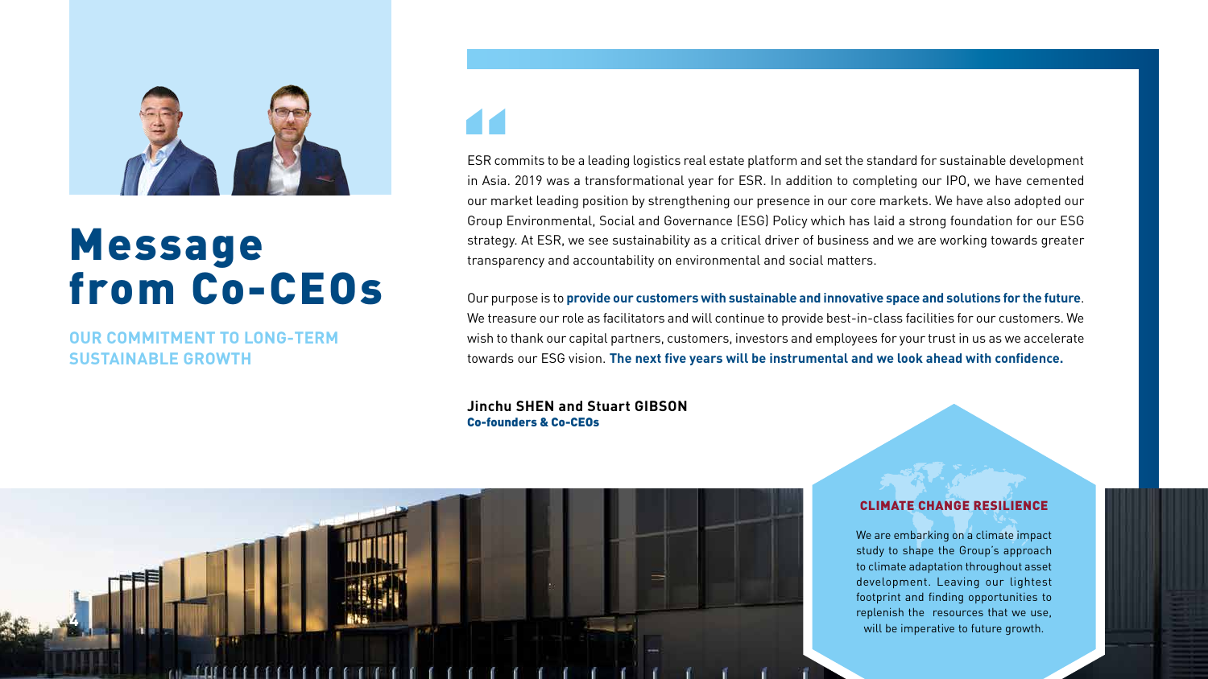# Message from Co-CEOs

**OUR COMMITMENT TO LONG-TERM SUSTAINABLE GROWTH**

ESR commits to be a leading logistics real estate platform and set the standard for sustainable development in Asia. 2019 was a transformational year for ESR. In addition to completing our IPO, we have cemented our market leading position by strengthening our presence in our core markets. We have also adopted our Group Environmental, Social and Governance (ESG) Policy which has laid a strong foundation for our ESG strategy. At ESR, we see sustainability as a critical driver of business and we are working towards greater transparency and accountability on environmental and social matters.

Our purpose is to **provide our customers with sustainable and innovative space and solutions for the future**. We treasure our role as facilitators and will continue to provide best-in-class facilities for our customers. We wish to thank our capital partners, customers, investors and employees for your trust in us as we accelerate towards our ESG vision. **The next five years will be instrumental and we look ahead with confidence.**

**Jinchu SHEN and Stuart GIBSON**
**Co-founders & Co-CEOs**

## CLIMATE CHANGE RESILIENCE

We are embarking on a climate impact study to shape the Group's approach to climate adaptation throughout asset development. Leaving our lightest footprint and finding opportunities to replenish the resources that we use, will be imperative to future growth.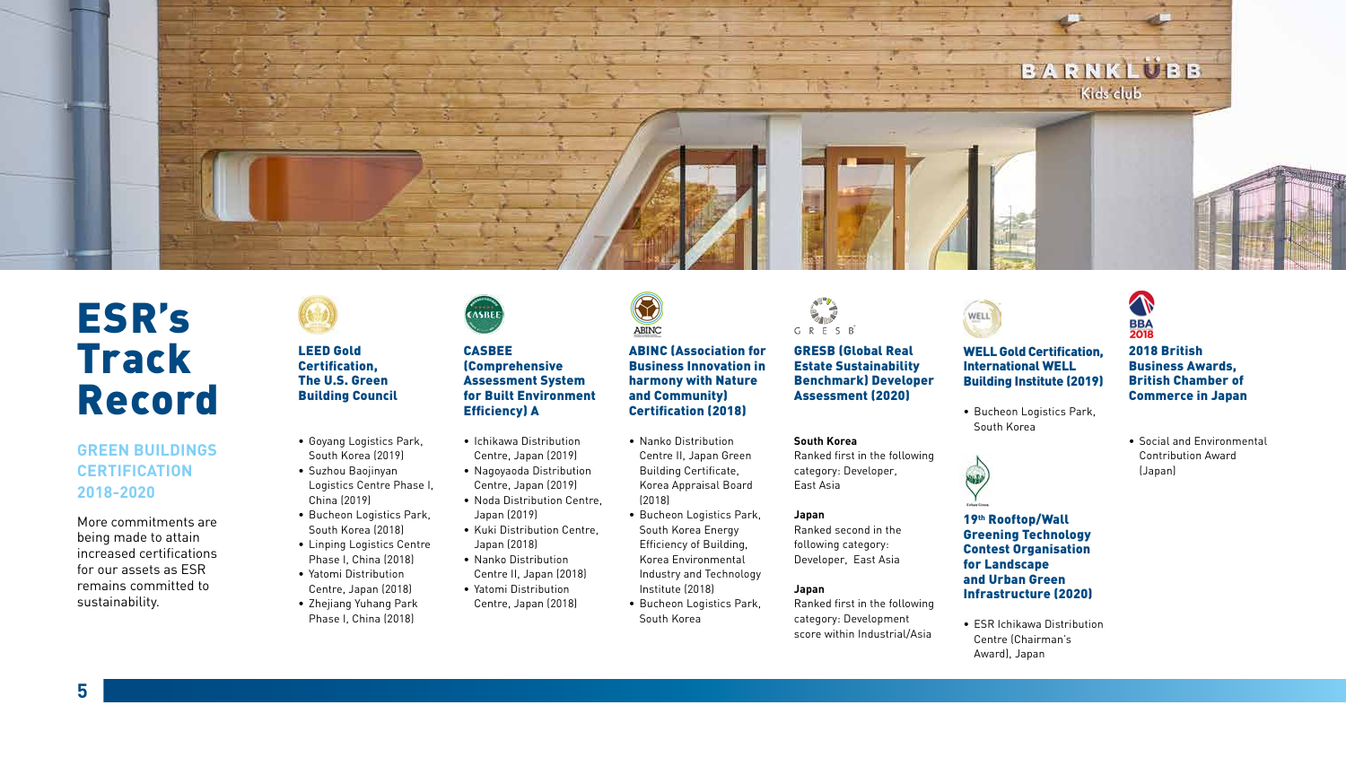# ESR's Track Record

## GREEN BUILDINGS CERTIFICATION 2018-2020

More commitments are being made to attain increased certifications for our assets as ESR remains committed to sustainability.

### LEED Gold Certification, The U.S. Green Building Council

- Goyang Logistics Park, South Korea (2019)
- Suzhou Baojinyan Logistics Centre Phase I, China (2019)
- Bucheon Logistics Park, South Korea (2018)
- Linping Logistics Centre Phase I, China (2018)
- Yatomi Distribution Centre, Japan (2018)
- Zhejiang Yuhang Park Phase I, China (2018)

### CASBEE (Comprehensive Assessment System for Built Environment Efficiency) A

- Ichikawa Distribution Centre, Japan (2019)
- Nagoyaoda Distribution Centre, Japan (2019)
- Noda Distribution Centre, Japan (2019)
- Kuki Distribution Centre, Japan (2018)
- Nanko Distribution Centre II, Japan (2018)
- Yatomi Distribution Centre, Japan (2018)

### ABINC (Association for Business Innovation in harmony with Nature and Community) Certification (2018)

- Nanko Distribution Centre II, Japan Green Building Certificate, Korea Appraisal Board (2018)
- Bucheon Logistics Park, South Korea Energy Efficiency of Building, Korea Environmental Industry and Technology Institute (2018)
- Bucheon Logistics Park, South Korea

### GRESB (Global Real Estate Sustainability Benchmark) Developer Assessment (2020)

**South Korea**
Ranked first in the following category: Developer, East Asia

**Japan**
Ranked second in the following category: Developer, East Asia

**Japan**
Ranked first in the following category: Development score within Industrial/Asia

### WELL Gold Certification, International WELL Building Institute (2019)

- Bucheon Logistics Park, South Korea

### 19th Rooftop/Wall Greening Technology Contest Organisation for Landscape and Urban Green Infrastructure (2020)

- ESR Ichikawa Distribution Centre (Chairman's Award), Japan

### 2018 British Business Awards, British Chamber of Commerce in Japan

- Social and Environmental Contribution Award (Japan)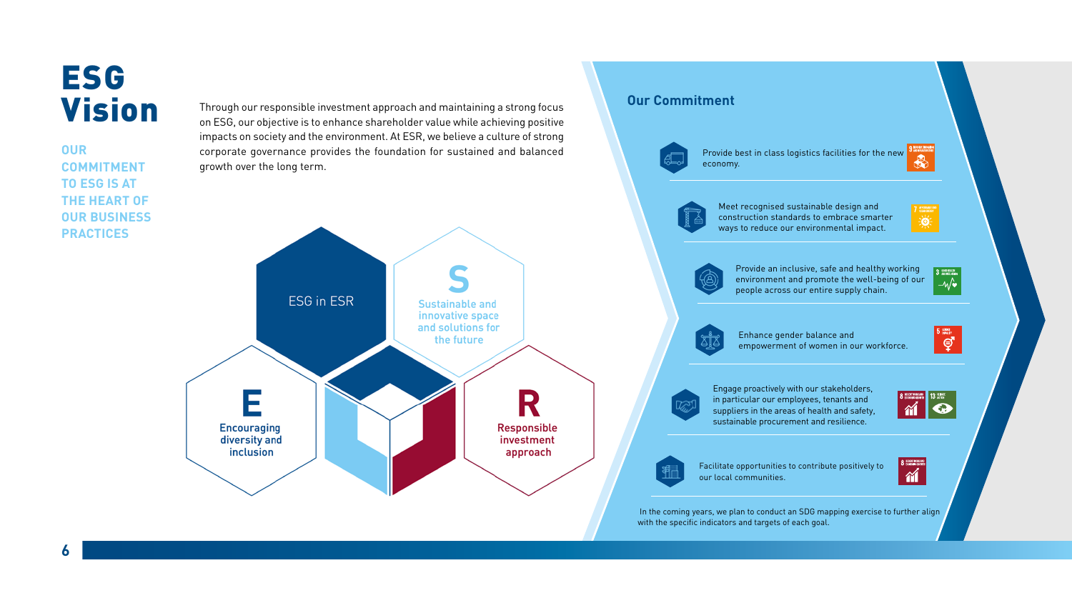# ESG Vision

## OUR COMMITMENT TO ESG IS AT THE HEART OF OUR BUSINESS PRACTICES

Through our responsible investment approach and maintaining a strong focus on ESG, our objective is to enhance shareholder value while achieving positive impacts on society and the environment. At ESR, we believe a culture of strong corporate governance provides the foundation for sustained and balanced growth over the long term.

**ESG in ESR**

**S** – Sustainable and innovative space and solutions for the future

**E** – Encouraging diversity and inclusion

**R** – Responsible investment approach

## Our Commitment

- Provide best in class logistics facilities for the new economy.
- Meet recognised sustainable design and construction standards to embrace smarter ways to reduce our environmental impact.
- Provide an inclusive, safe and healthy working environment and promote the well-being of our people across our entire supply chain.
- Enhance gender balance and empowerment of women in our workforce.
- Engage proactively with our stakeholders, in particular our employees, tenants and suppliers in the areas of health and safety, sustainable procurement and resilience.
- Facilitate opportunities to contribute positively to our local communities.

In the coming years, we plan to conduct an SDG mapping exercise to further align with the specific indicators and targets of each goal.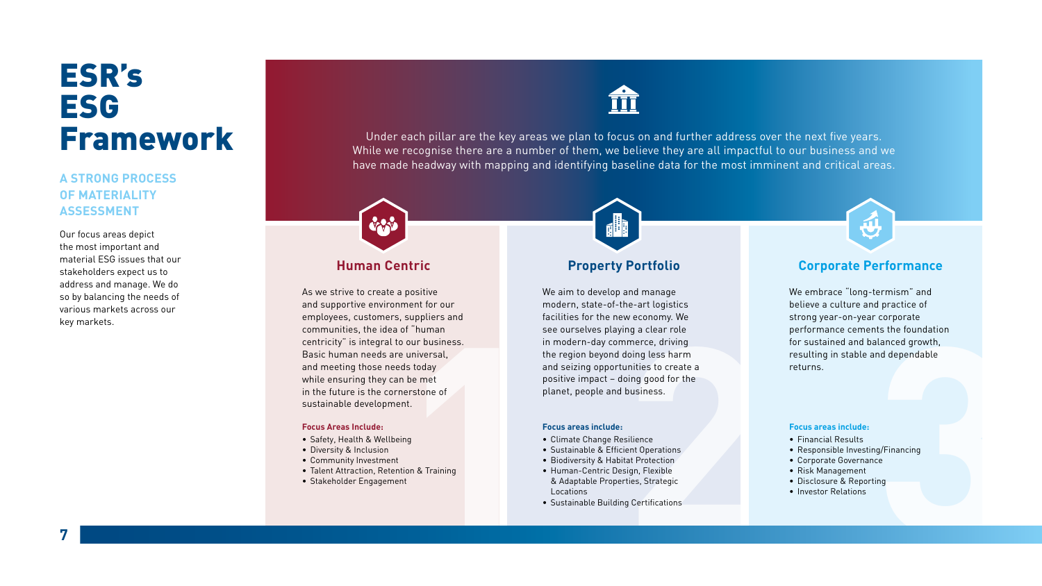# ESR's ESG Framework

## A STRONG PROCESS OF MATERIALITY ASSESSMENT

Our focus areas depict the most important and material ESG issues that our stakeholders expect us to address and manage. We do so by balancing the needs of various markets across our key markets.

Under each pillar are the key areas we plan to focus on and further address over the next five years. While we recognise there are a number of them, we believe they are all impactful to our business and we have made headway with mapping and identifying baseline data for the most imminent and critical areas.

### Human Centric

As we strive to create a positive and supportive environment for our employees, customers, suppliers and communities, the idea of "human centricity" is integral to our business. Basic human needs are universal, and meeting those needs today while ensuring they can be met in the future is the cornerstone of sustainable development.

**Focus Areas Include:**

- Safety, Health & Wellbeing
- Diversity & Inclusion
- Community Investment
- Talent Attraction, Retention & Training
- Stakeholder Engagement

### Property Portfolio

We aim to develop and manage modern, state-of-the-art logistics facilities for the new economy. We see ourselves playing a clear role in modern-day commerce, driving the region beyond doing less harm and seizing opportunities to create a positive impact – doing good for the planet, people and business.

**Focus areas include:**

- Climate Change Resilience
- Sustainable & Efficient Operations
- Biodiversity & Habitat Protection
- Human-Centric Design, Flexible & Adaptable Properties, Strategic Locations
- Sustainable Building Certifications

### Corporate Performance

We embrace "long-termism" and believe a culture and practice of strong year-on-year corporate performance cements the foundation for sustained and balanced growth, resulting in stable and dependable returns.

**Focus areas include:**

- Financial Results
- Responsible Investing/Financing
- Corporate Governance
- Risk Management
- Disclosure & Reporting
- Investor Relations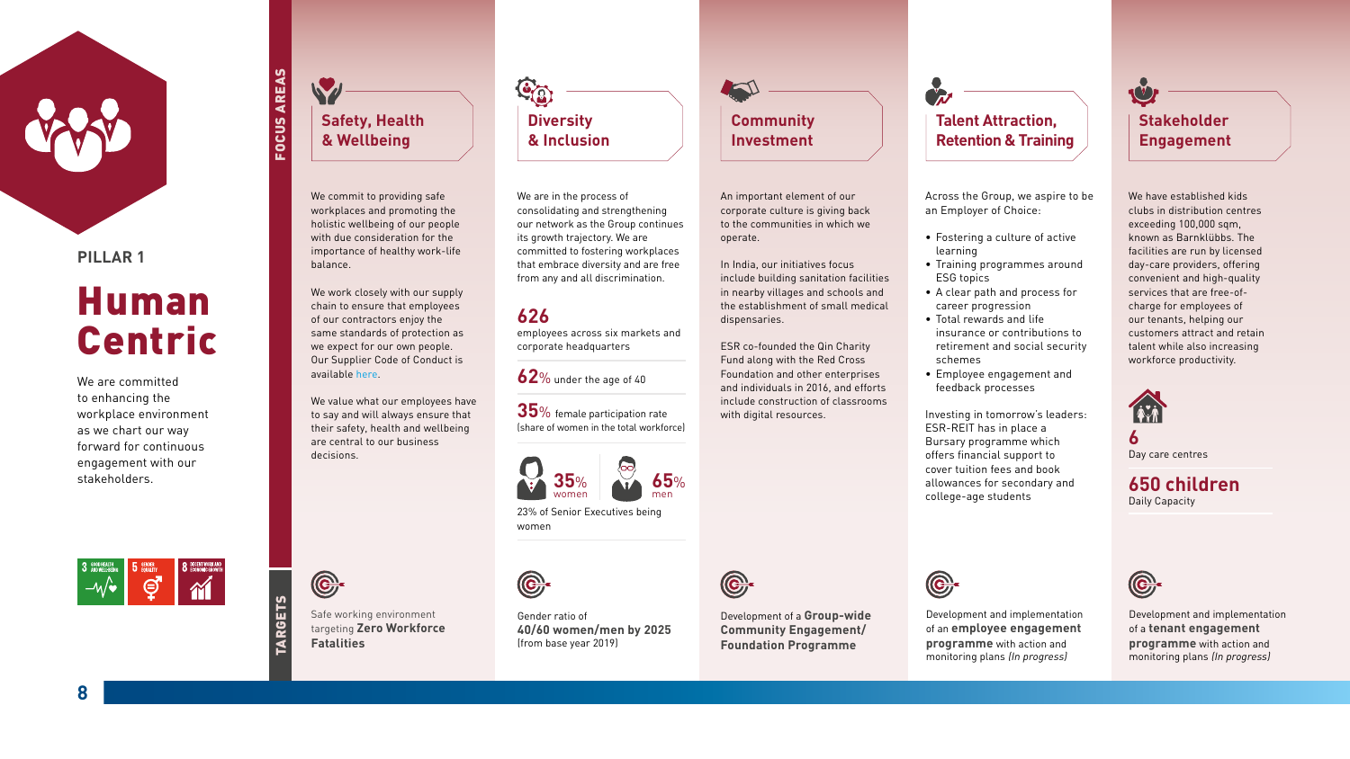PILLAR 1

# Human Centric

We are committed to enhancing the workplace environment as we chart our way forward for continuous engagement with our stakeholders.

3 GOOD HEALTH AND WELLBEING | 5 GENDER EQUALITY | 8 DECENT WORK AND ECONOMIC GROWTH

## FOCUS AREAS

### Safety, Health & Wellbeing

We commit to providing safe workplaces and promoting the holistic wellbeing of our people with due consideration for the importance of healthy work-life balance.

We work closely with our supply chain to ensure that employees of our contractors enjoy the same standards of protection as we expect for our own people. Our Supplier Code of Conduct is available here.

We value what our employees have to say and will always ensure that their safety, health and wellbeing are central to our business decisions.

### Diversity & Inclusion

We are in the process of consolidating and strengthening our network as the Group continues its growth trajectory. We are committed to fostering workplaces that embrace diversity and are free from any and all discrimination.

**626**
employees across six markets and corporate headquarters

**62%** under the age of 40

**35%** female participation rate (share of women in the total workforce)

**35%** women | **65%** men

23% of Senior Executives being women

### Community Investment

An important element of our corporate culture is giving back to the communities in which we operate.

In India, our initiatives focus include building sanitation facilities in nearby villages and schools and the establishment of small medical dispensaries.

ESR co-founded the Qin Charity Fund along with the Red Cross Foundation and other enterprises and individuals in 2016, and efforts include construction of classrooms with digital resources.

### Talent Attraction, Retention & Training

Across the Group, we aspire to be an Employer of Choice:

- Fostering a culture of active learning
- Training programmes around ESG topics
- A clear path and process for career progression
- Total rewards and life insurance or contributions to retirement and social security schemes
- Employee engagement and feedback processes

Investing in tomorrow's leaders: ESR-REIT has in place a Bursary programme which offers financial support to cover tuition fees and book allowances for secondary and college-age students

### Stakeholder Engagement

We have established kids clubs in distribution centres exceeding 100,000 sqm, known as Barnklübbs. The facilities are run by licensed day-care providers, offering convenient and high-quality services that are free-of-charge for employees of our tenants, helping our customers attract and retain talent while also increasing workforce productivity.

**6**
Day care centres

**650 children**
Daily Capacity

## TARGETS

- **Safety, Health & Wellbeing:** Safe working environment targeting **Zero Workforce Fatalities**
- **Diversity & Inclusion:** Gender ratio of **40/60 women/men by 2025** (from base year 2019)
- **Community Investment:** Development of a **Group-wide Community Engagement/ Foundation Programme**
- **Talent Attraction, Retention & Training:** Development and implementation of an **employee engagement programme** with action and monitoring plans *(In progress)*
- **Stakeholder Engagement:** Development and implementation of a **tenant engagement programme** with action and monitoring plans *(In progress)*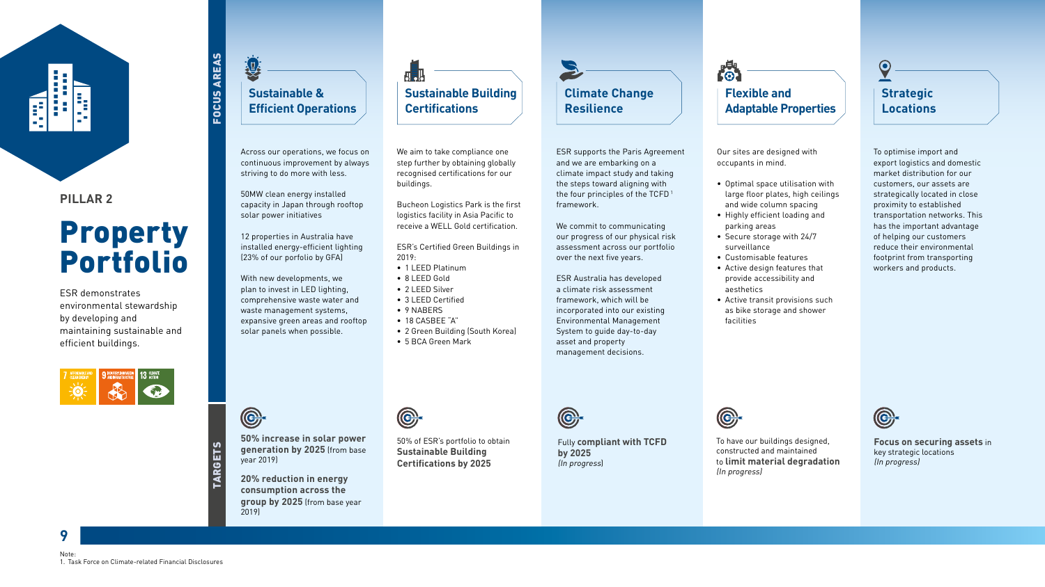PILLAR 2

# Property Portfolio

ESR demonstrates environmental stewardship by developing and maintaining sustainable and efficient buildings.

## FOCUS AREAS

### Sustainable & Efficient Operations

Across our operations, we focus on continuous improvement by always striving to do more with less.

50MW clean energy installed capacity in Japan through rooftop solar power initiatives

12 properties in Australia have installed energy-efficient lighting (23% of our porfolio by GFA)

With new developments, we plan to invest in LED lighting, comprehensive waste water and waste management systems, expansive green areas and rooftop solar panels when possible.

### Sustainable Building Certifications

We aim to take compliance one step further by obtaining globally recognised certifications for our buildings.

Bucheon Logistics Park is the first logistics facility in Asia Pacific to receive a WELL Gold certification.

ESR's Certified Green Buildings in 2019:

- 1 LEED Platinum
- 8 LEED Gold
- 2 LEED Silver
- 3 LEED Certified
- 9 NABERS
- 18 CASBEE "A"
- 2 Green Building (South Korea)
- 5 BCA Green Mark

### Climate Change Resilience

ESR supports the Paris Agreement and we are embarking on a climate impact study and taking the steps toward aligning with the four principles of the TCFD[1] framework.

We commit to communicating our progress of our physical risk assessment across our portfolio over the next five years.

ESR Australia has developed a climate risk assessment framework, which will be incorporated into our existing Environmental Management System to guide day-to-day asset and property management decisions.

### Flexible and Adaptable Properties

Our sites are designed with occupants in mind.

- Optimal space utilisation with large floor plates, high ceilings and wide column spacing
- Highly efficient loading and parking areas
- Secure storage with 24/7 surveillance
- Customisable features
- Active design features that provide accessibility and aesthetics
- Active transit provisions such as bike storage and shower facilities

### Strategic Locations

To optimise import and export logistics and domestic market distribution for our customers, our assets are strategically located in close proximity to established transportation networks. This has the important advantage of helping our customers reduce their environmental footprint from transporting workers and products.

## TARGETS

**Sustainable & Efficient Operations**

**50% increase in solar power generation by 2025** (from base year 2019)

**20% reduction in energy consumption across the group by 2025** (from base year 2019)

**Sustainable Building Certifications**

50% of ESR's portfolio to obtain **Sustainable Building Certifications by 2025**

**Climate Change Resilience**

Fully **compliant with TCFD by 2025**
*(In progress)*

**Flexible and Adaptable Properties**

To have our buildings designed, constructed and maintained to **limit material degradation**
*(In progress)*

**Strategic Locations**

**Focus on securing assets** in key strategic locations
*(In progress)*

Note:
1. Task Force on Climate-related Financial Disclosures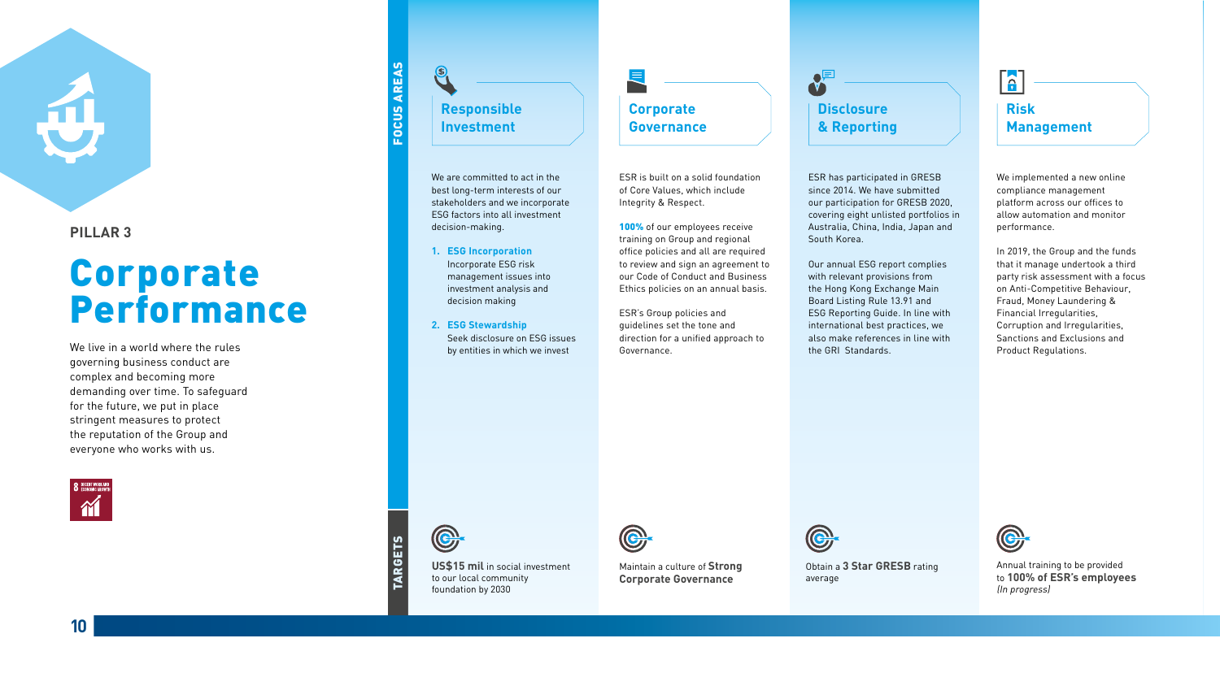PILLAR 3

# Corporate Performance

We live in a world where the rules governing business conduct are complex and becoming more demanding over time. To safeguard for the future, we put in place stringent measures to protect the reputation of the Group and everyone who works with us.

## FOCUS AREAS

### Responsible Investment

We are committed to act in the best long-term interests of our stakeholders and we incorporate ESG factors into all investment decision-making.

1. **ESG Incorporation**
   Incorporate ESG risk management issues into investment analysis and decision making
2. **ESG Stewardship**
   Seek disclosure on ESG issues by entities in which we invest

### Corporate Governance

ESR is built on a solid foundation of Core Values, which include Integrity & Respect.

**100%** of our employees receive training on Group and regional office policies and all are required to review and sign an agreement to our Code of Conduct and Business Ethics policies on an annual basis.

ESR's Group policies and guidelines set the tone and direction for a unified approach to Governance.

### Disclosure & Reporting

ESR has participated in GRESB since 2014. We have submitted our participation for GRESB 2020, covering eight unlisted portfolios in Australia, China, India, Japan and South Korea.

Our annual ESG report complies with relevant provisions from the Hong Kong Exchange Main Board Listing Rule 13.91 and ESG Reporting Guide. In line with international best practices, we also make references in line with the GRI Standards.

### Risk Management

We implemented a new online compliance management platform across our offices to allow automation and monitor performance.

In 2019, the Group and the funds that it manage undertook a third party risk assessment with a focus on Anti-Competitive Behaviour, Fraud, Money Laundering & Financial Irregularities, Corruption and Irregularities, Sanctions and Exclusions and Product Regulations.

## TARGETS

- **US$15 mil** in social investment to our local community foundation by 2030
- Maintain a culture of **Strong Corporate Governance**
- Obtain a **3 Star GRESB** rating average
- Annual training to be provided to **100% of ESR's employees** *(In progress)*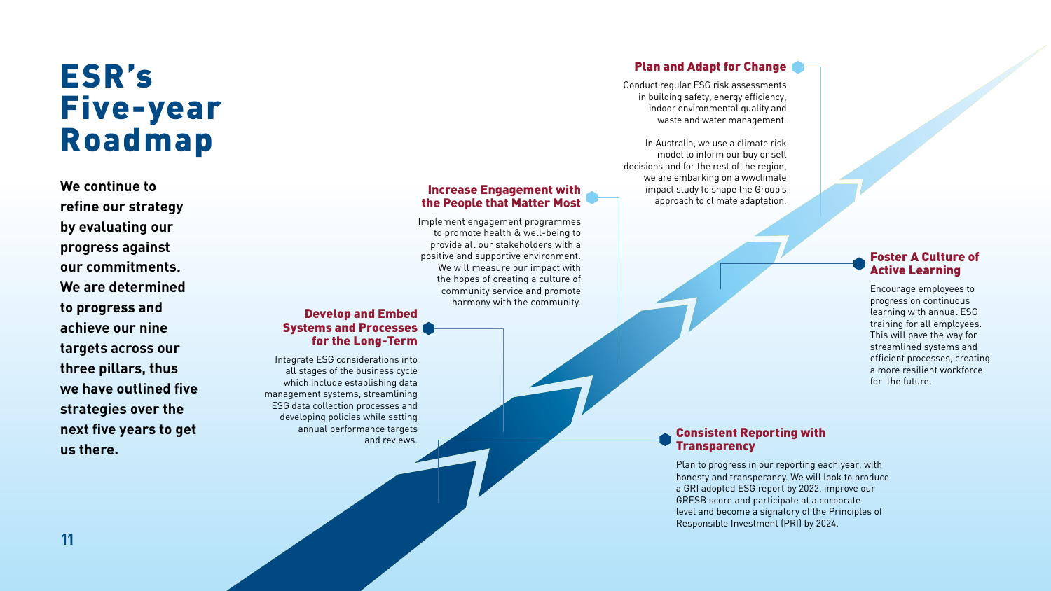# ESR's Five-year Roadmap

**We continue to refine our strategy by evaluating our progress against our commitments. We are determined to progress and achieve our nine targets across our three pillars, thus we have outlined five strategies over the next five years to get us there.**

### Develop and Embed Systems and Processes for the Long-Term

Integrate ESG considerations into all stages of the business cycle which include establishing data management systems, streamlining ESG data collection processes and developing policies while setting annual performance targets and reviews.

### Increase Engagement with the People that Matter Most

Implement engagement programmes to promote health & well-being to provide all our stakeholders with a positive and supportive environment. We will measure our impact with the hopes of creating a culture of community service and promote harmony with the community.

### Plan and Adapt for Change

Conduct regular ESG risk assessments in building safety, energy efficiency, indoor environmental quality and waste and water management.

In Australia, we use a climate risk model to inform our buy or sell decisions and for the rest of the region, we are embarking on a wwclimate impact study to shape the Group's approach to climate adaptation.

### Foster A Culture of Active Learning

Encourage employees to progress on continuous learning with annual ESG training for all employees. This will pave the way for streamlined systems and efficient processes, creating a more resilient workforce for the future.

### Consistent Reporting with Transparency

Plan to progress in our reporting each year, with honesty and transparency. We will look to produce a GRI adopted ESG report by 2022, improve our GRESB score and participate at a corporate level and become a signatory of the Principles of Responsible Investment (PRI) by 2024.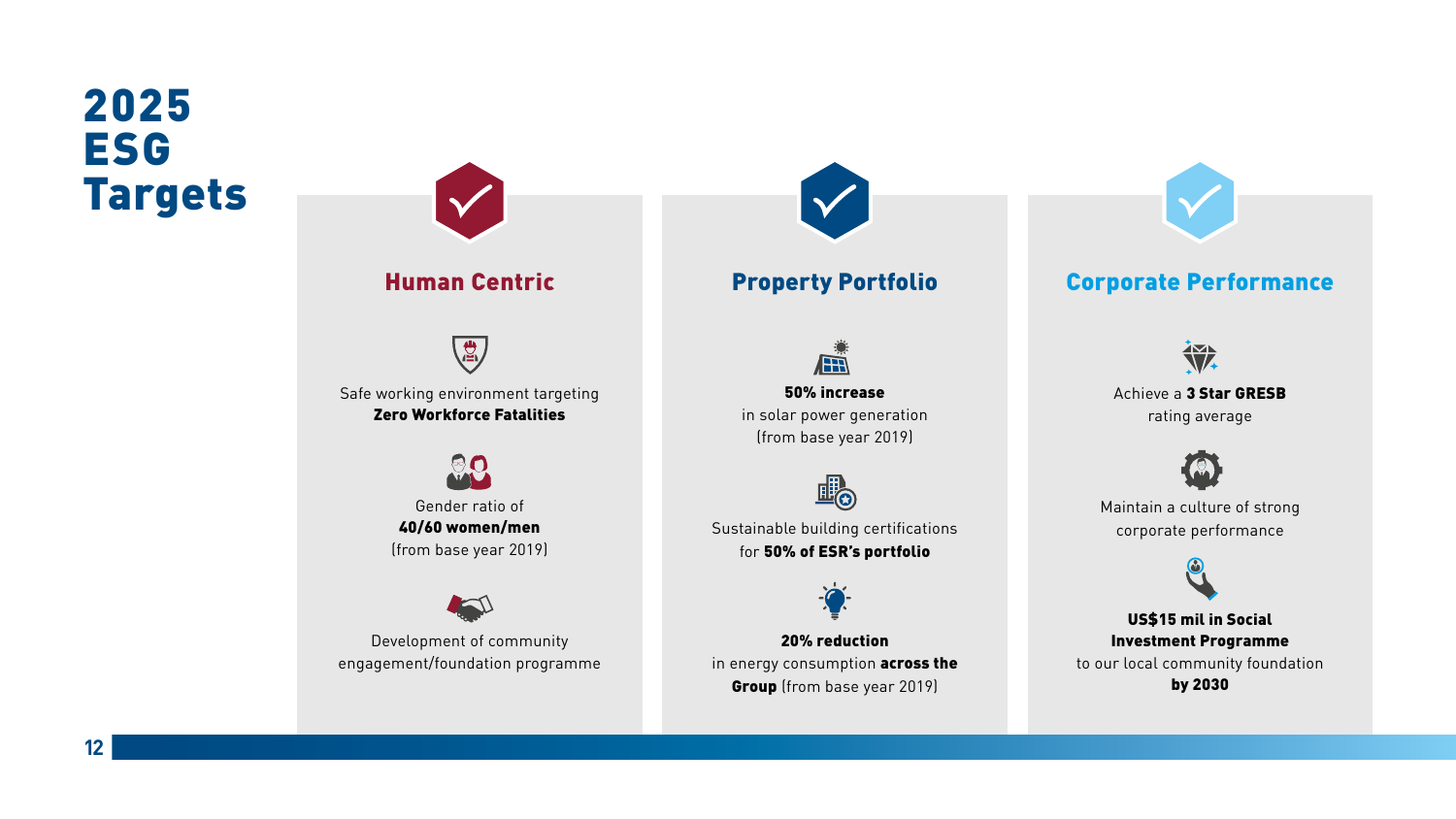# 2025 ESG Targets

## Human Centric

Safe working environment targeting **Zero Workforce Fatalities**

Gender ratio of **40/60 women/men** (from base year 2019)

Development of community engagement/foundation programme

## Property Portfolio

**50% increase** in solar power generation (from base year 2019)

Sustainable building certifications for **50% of ESR's portfolio**

**20% reduction** in energy consumption **across the Group** (from base year 2019)

## Corporate Performance

Achieve a **3 Star GRESB** rating average

Maintain a culture of strong corporate performance

**US$15 mil in Social Investment Programme** to our local community foundation **by 2030**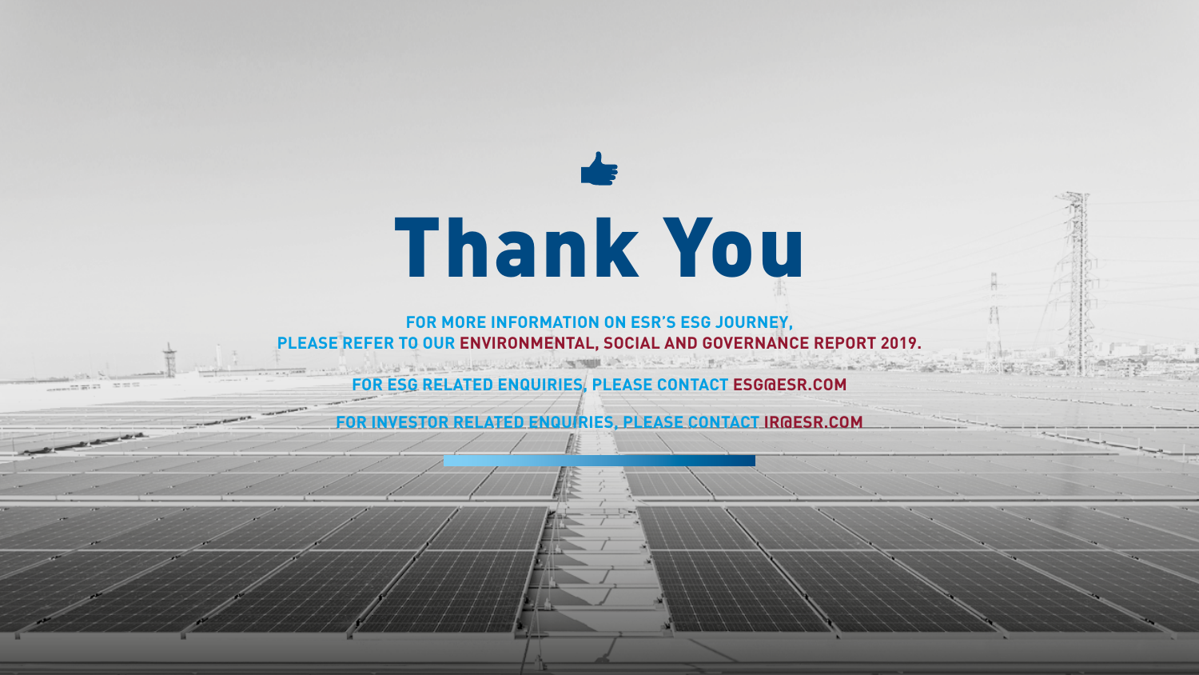# Thank You

FOR MORE INFORMATION ON ESR'S ESG JOURNEY,
PLEASE REFER TO OUR ENVIRONMENTAL, SOCIAL AND GOVERNANCE REPORT 2019.

FOR ESG RELATED ENQUIRIES, PLEASE CONTACT ESG@ESR.COM

FOR INVESTOR RELATED ENQUIRIES, PLEASE CONTACT IR@ESR.COM